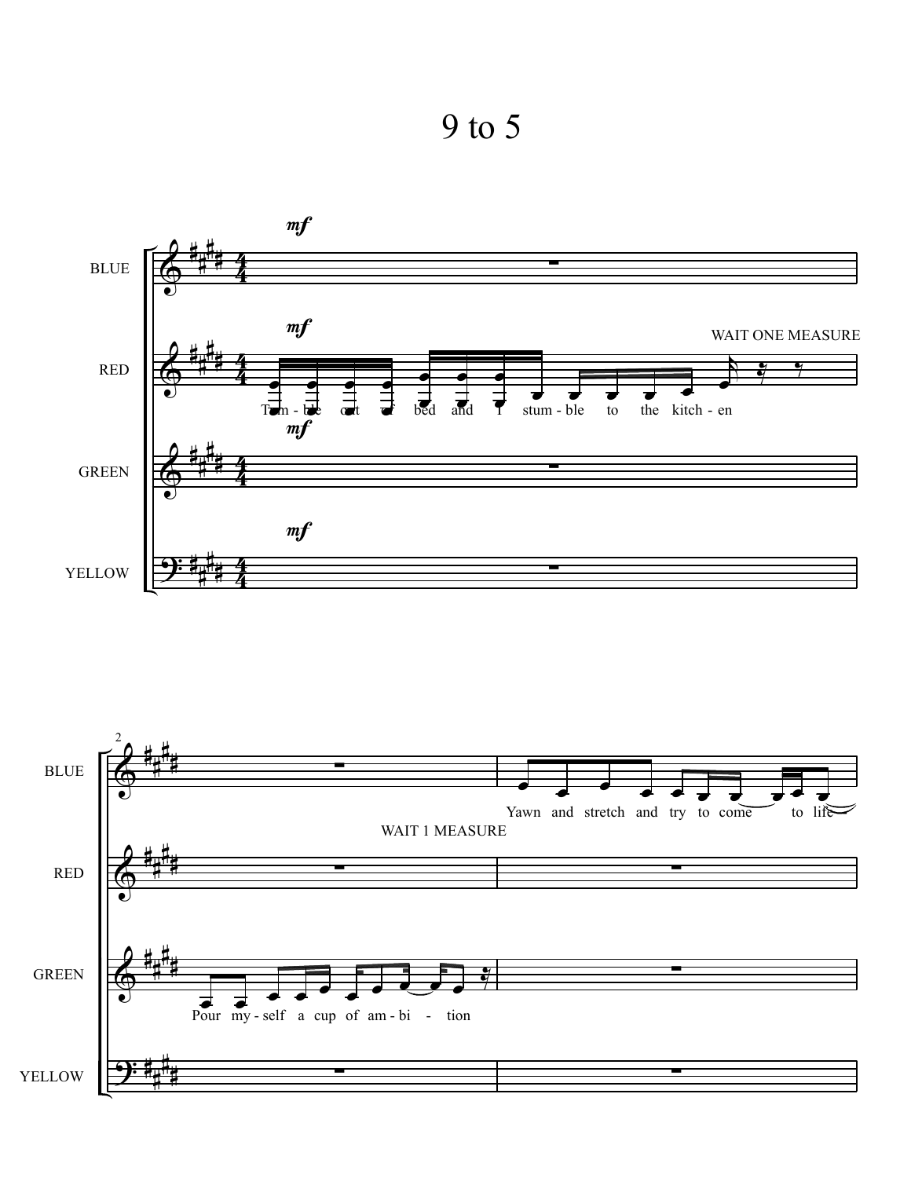



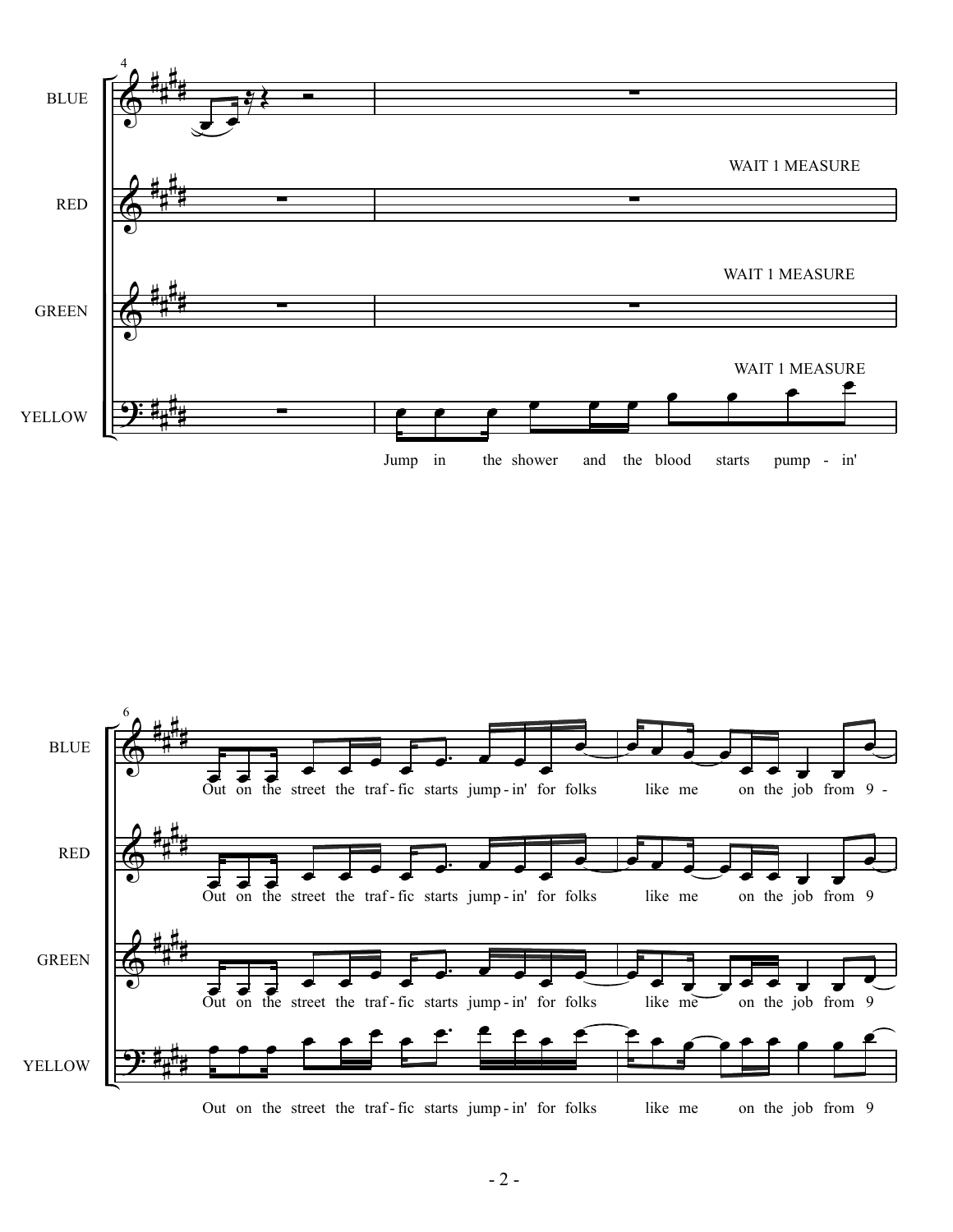

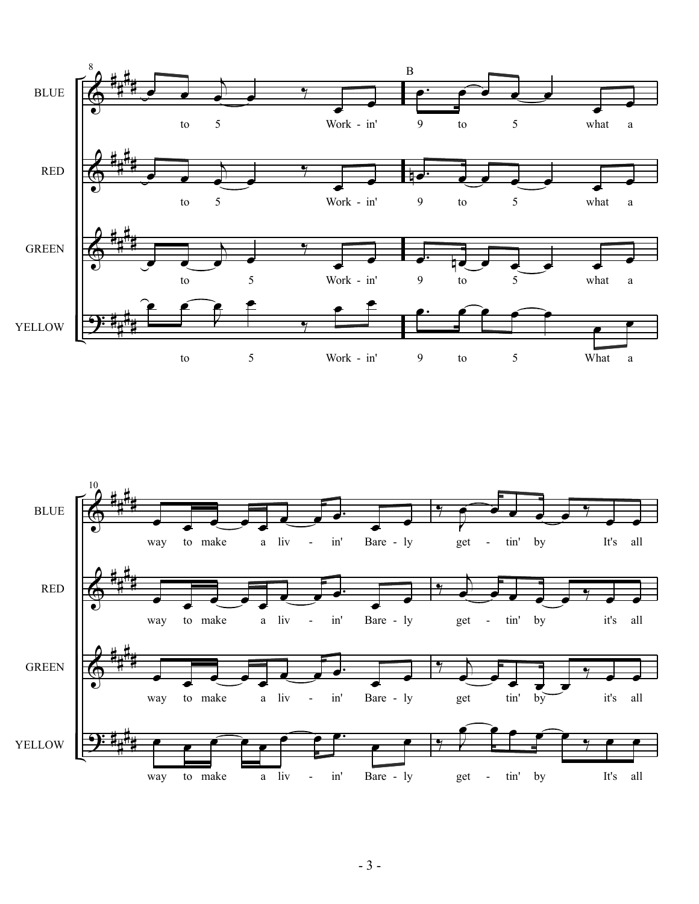

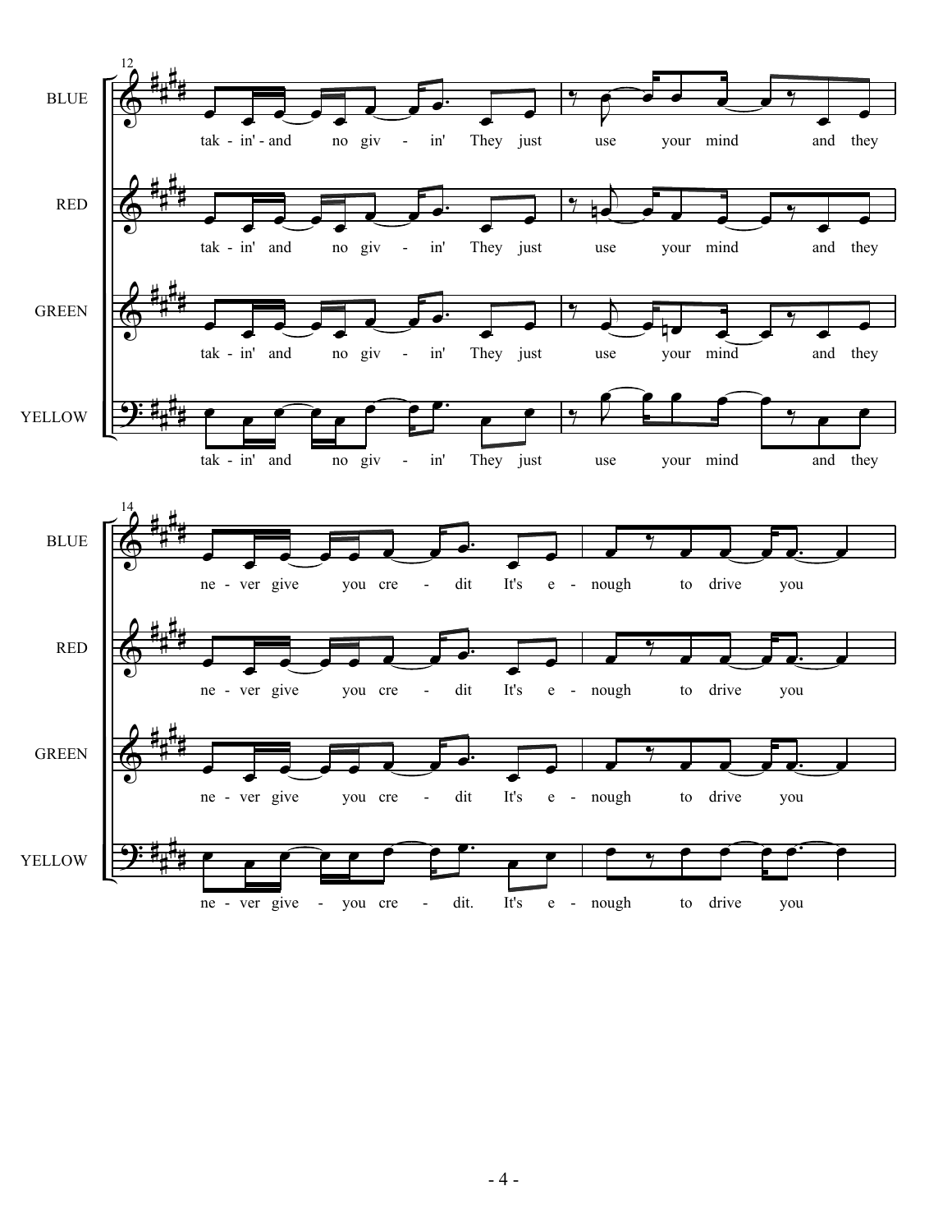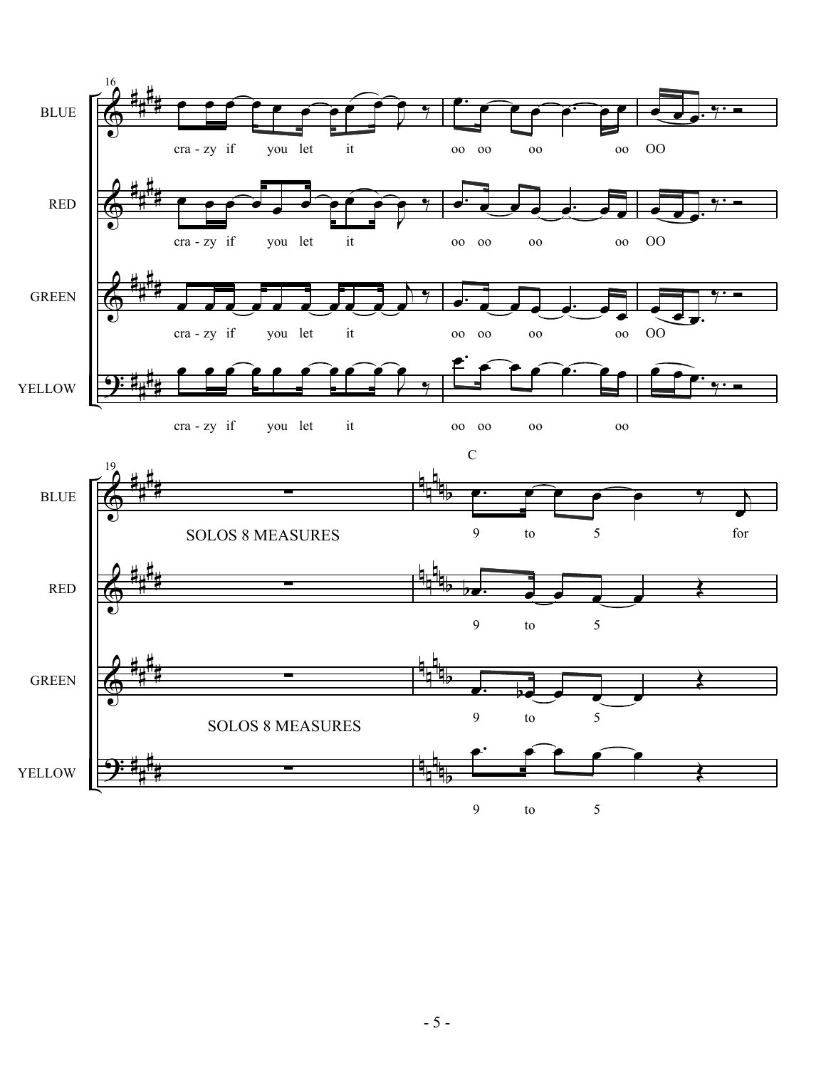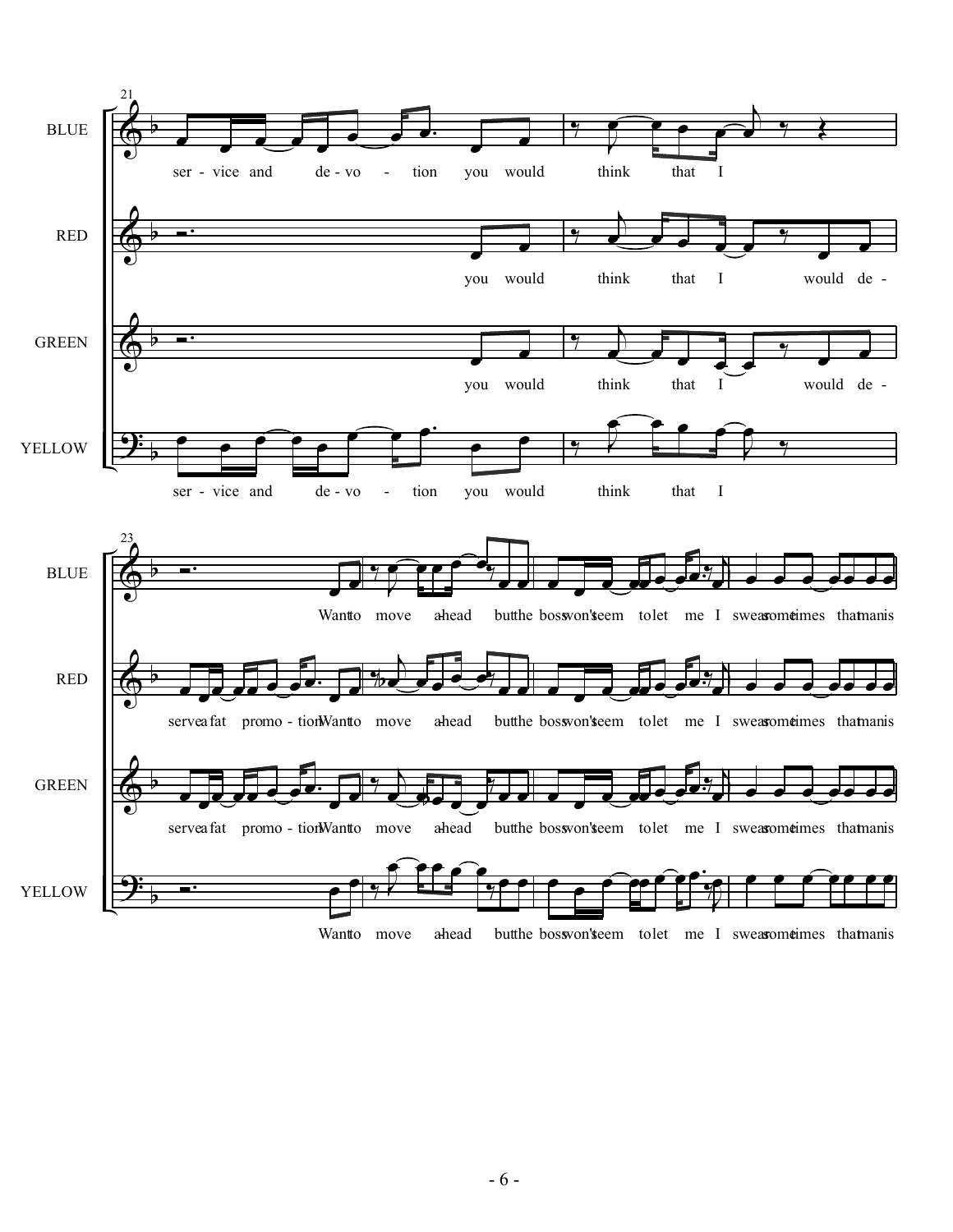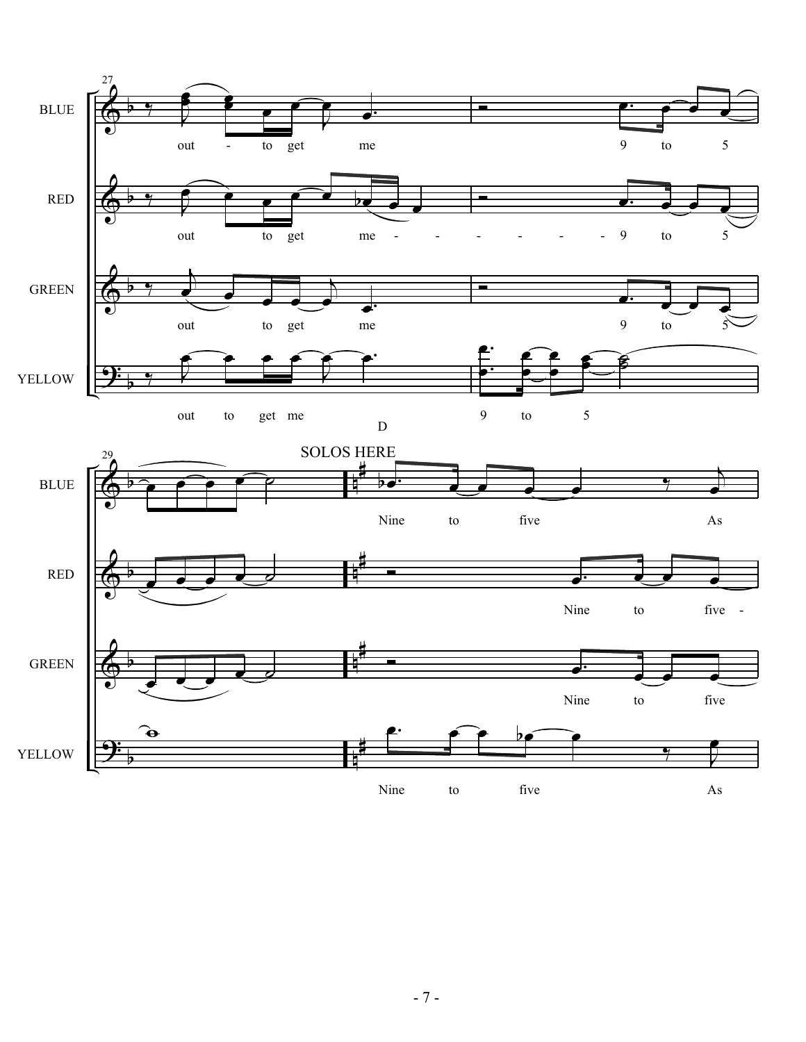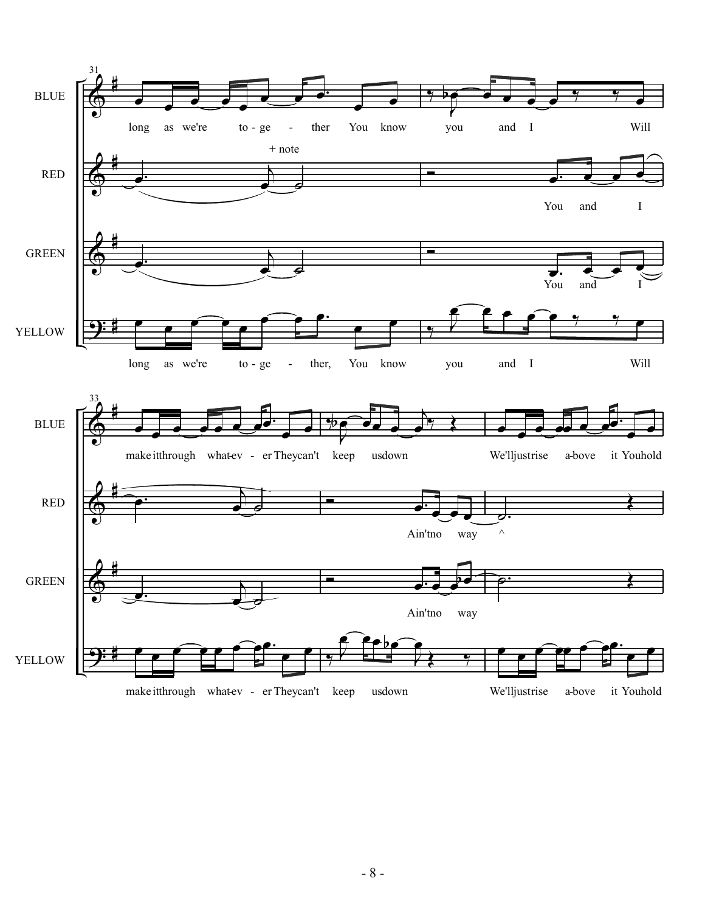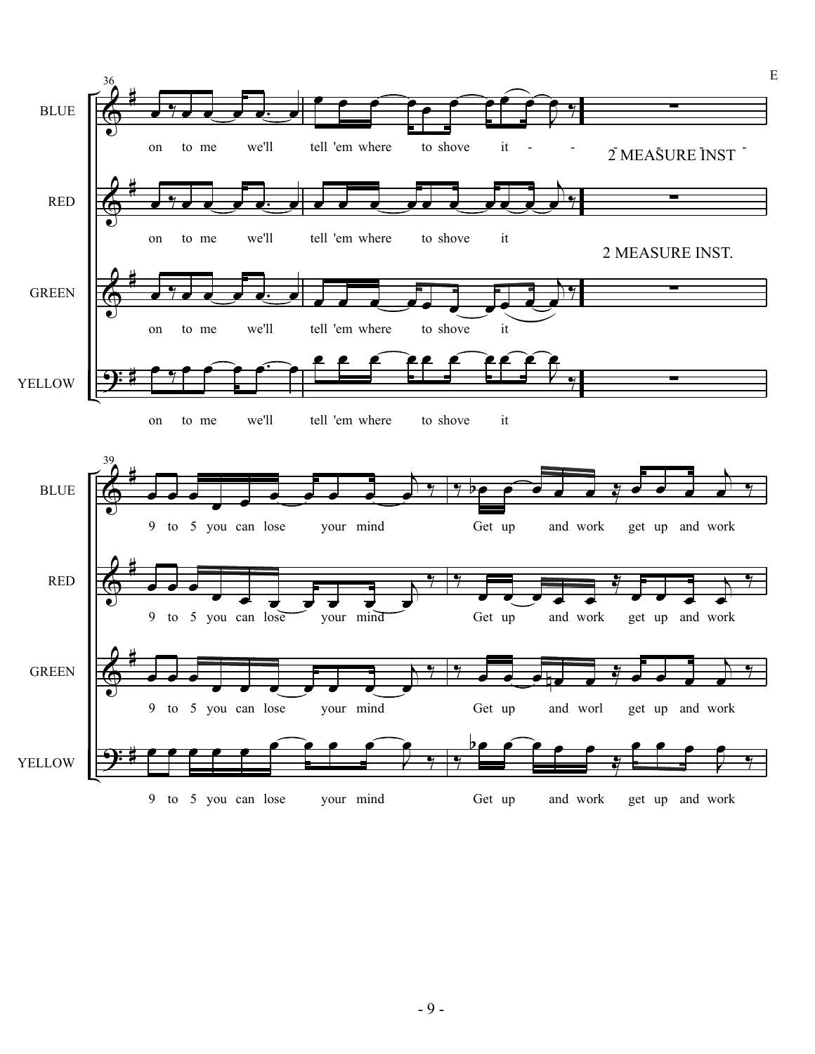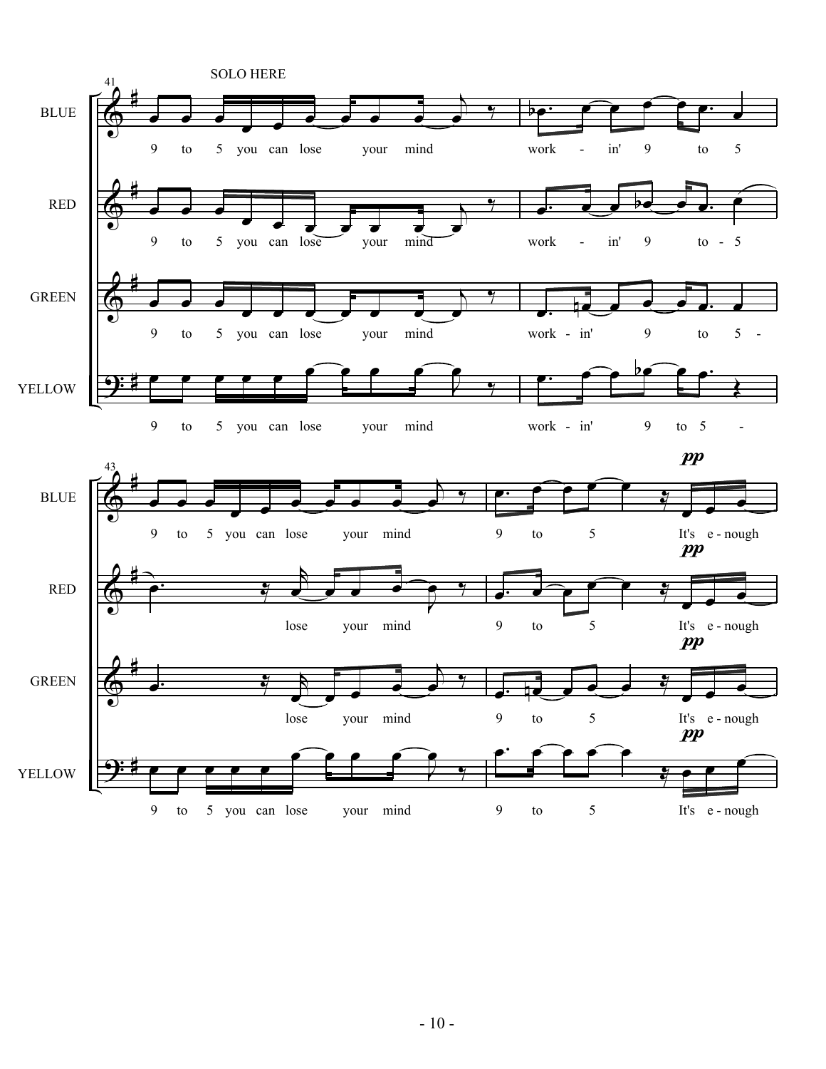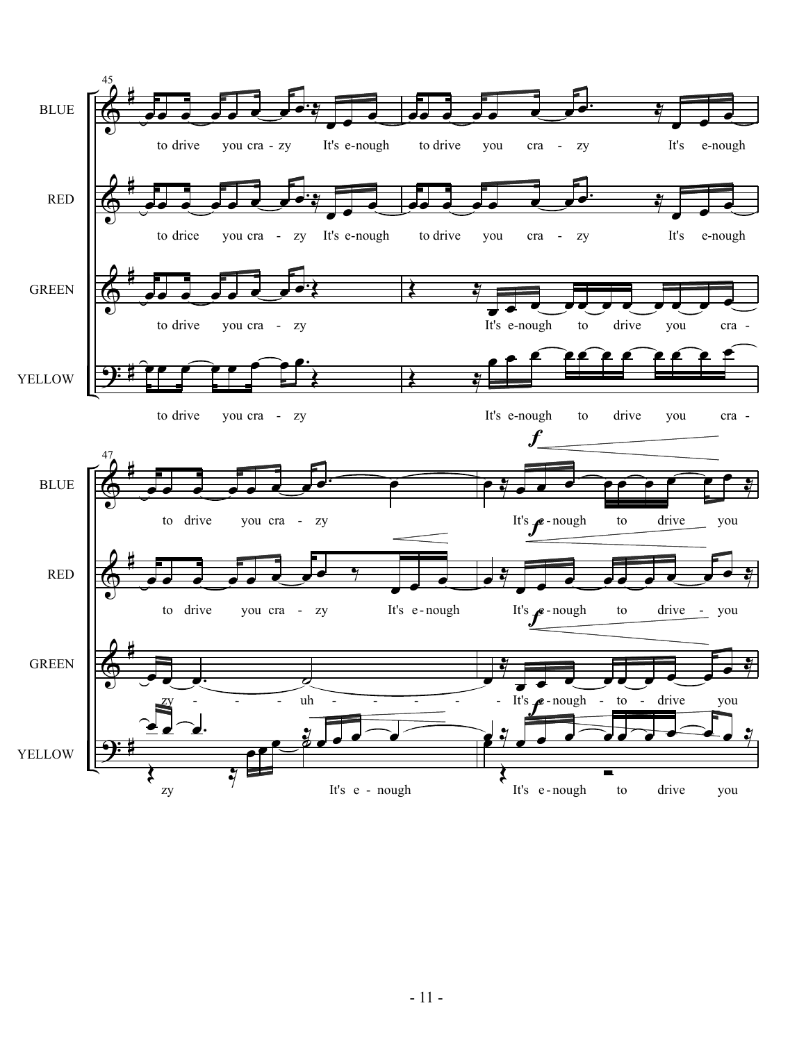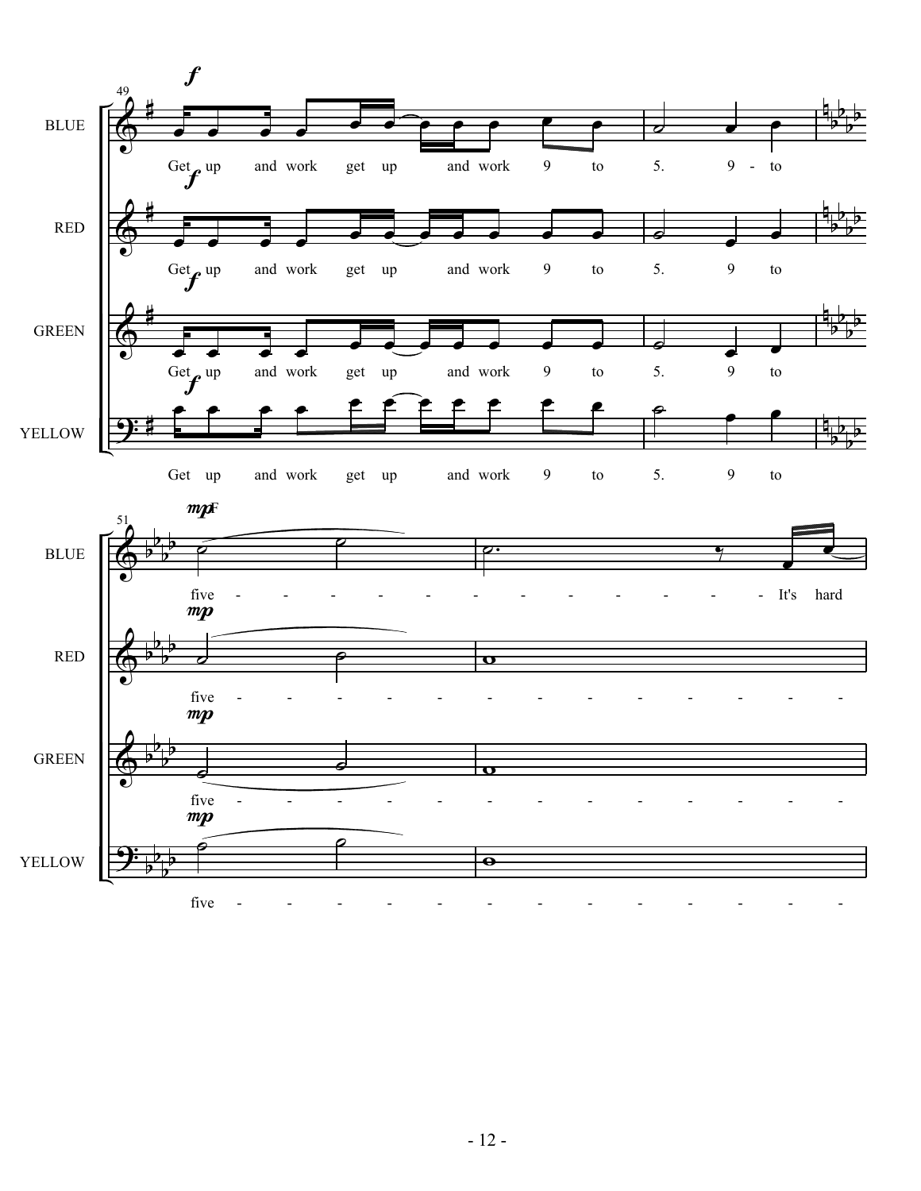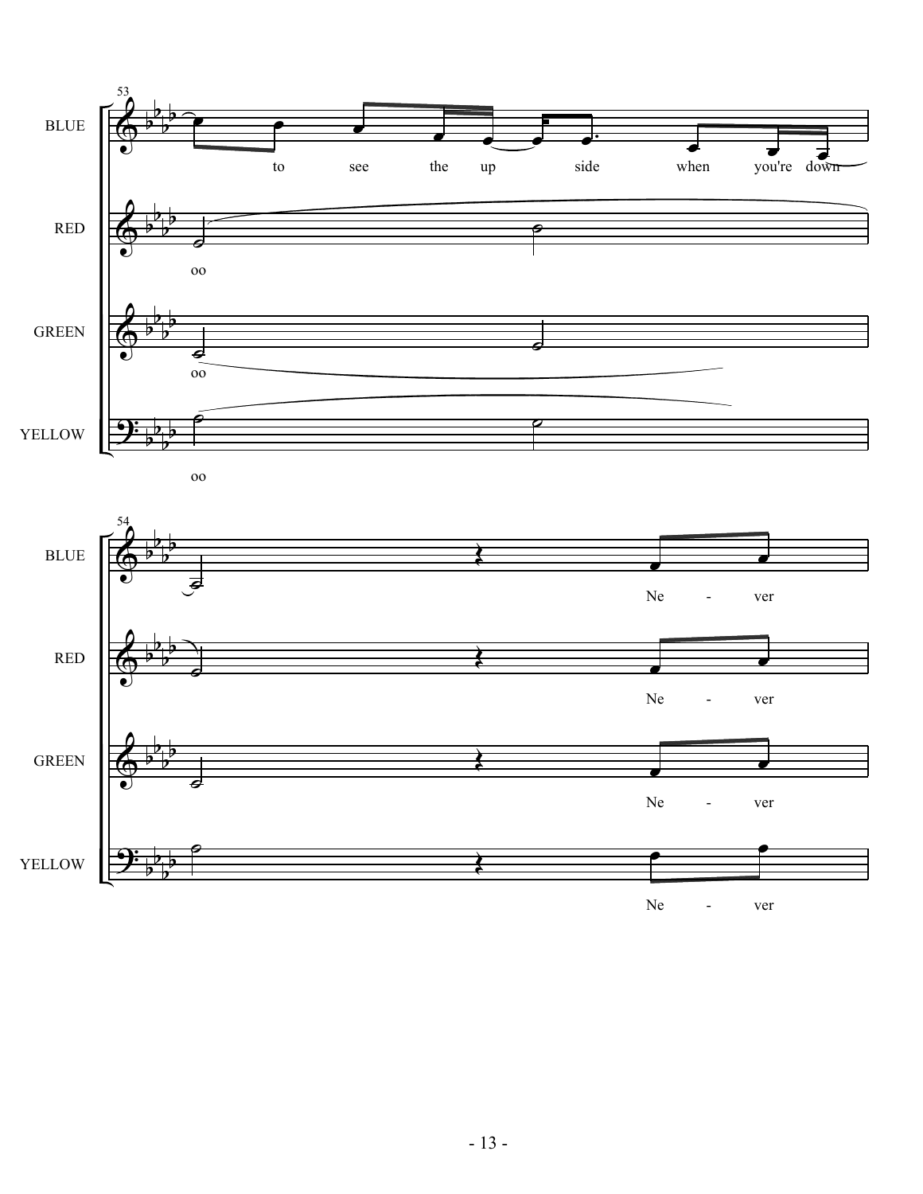

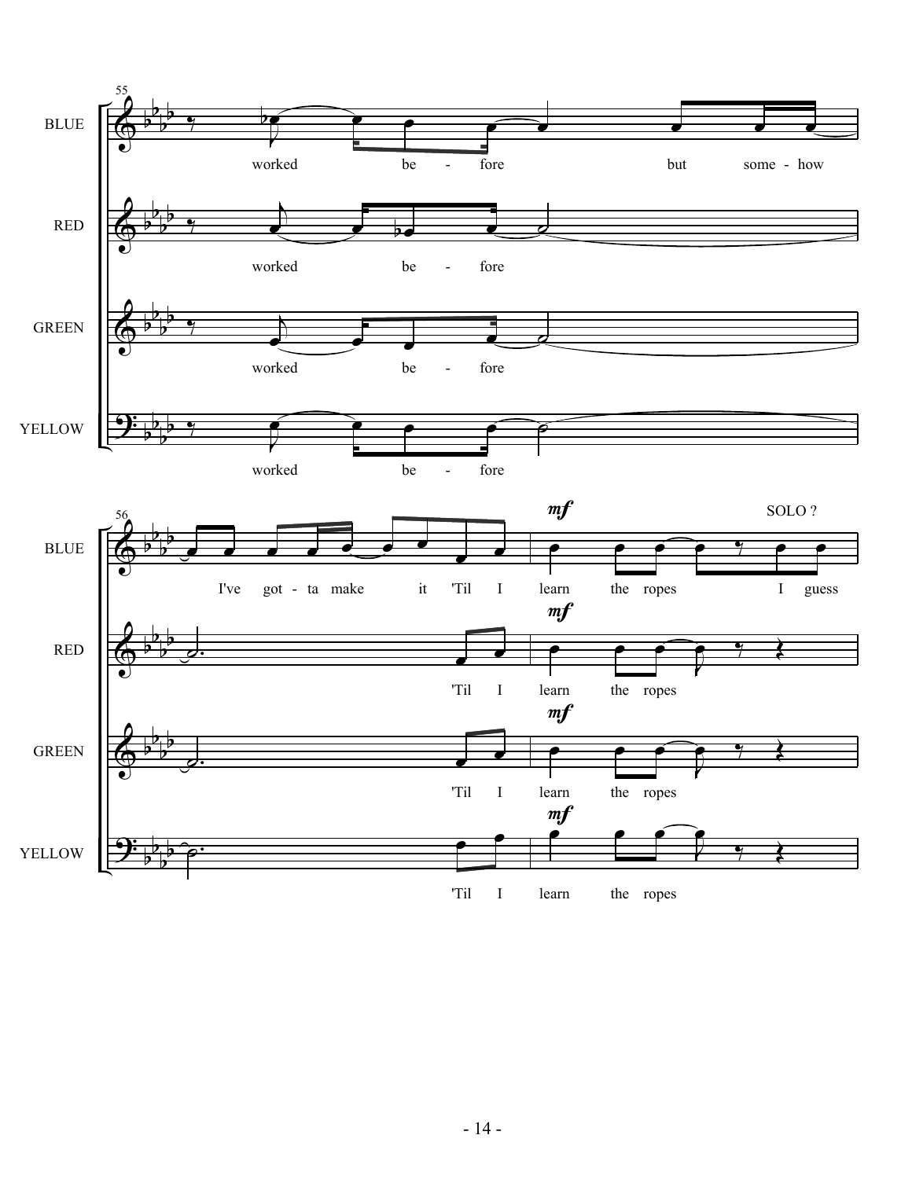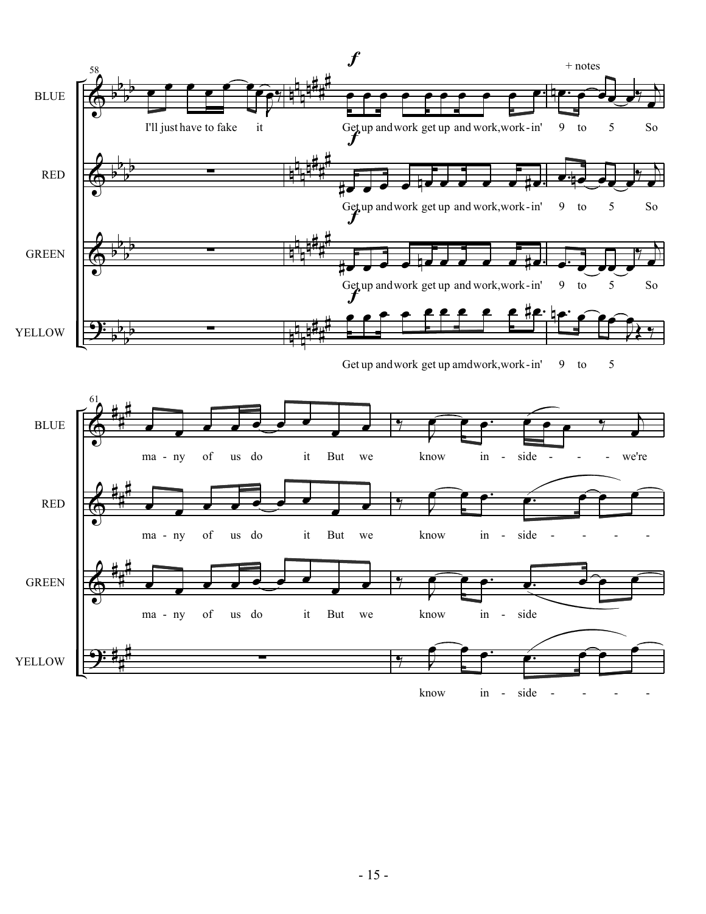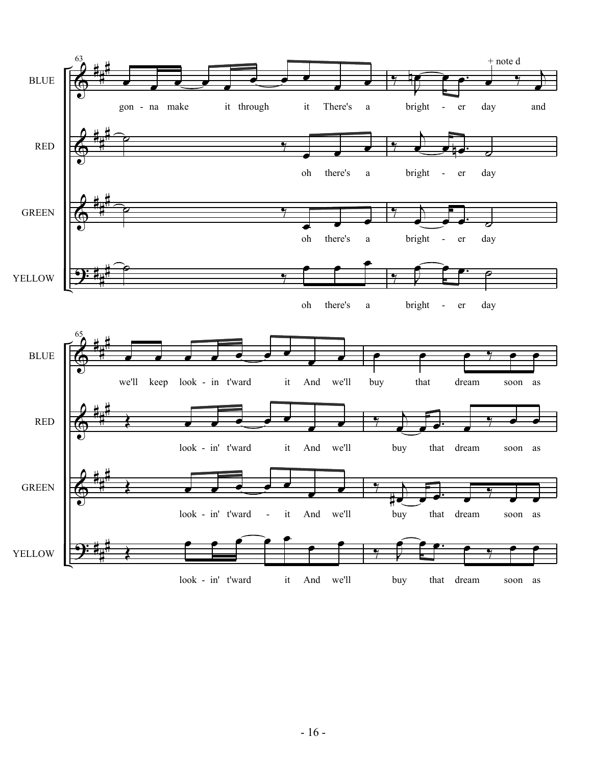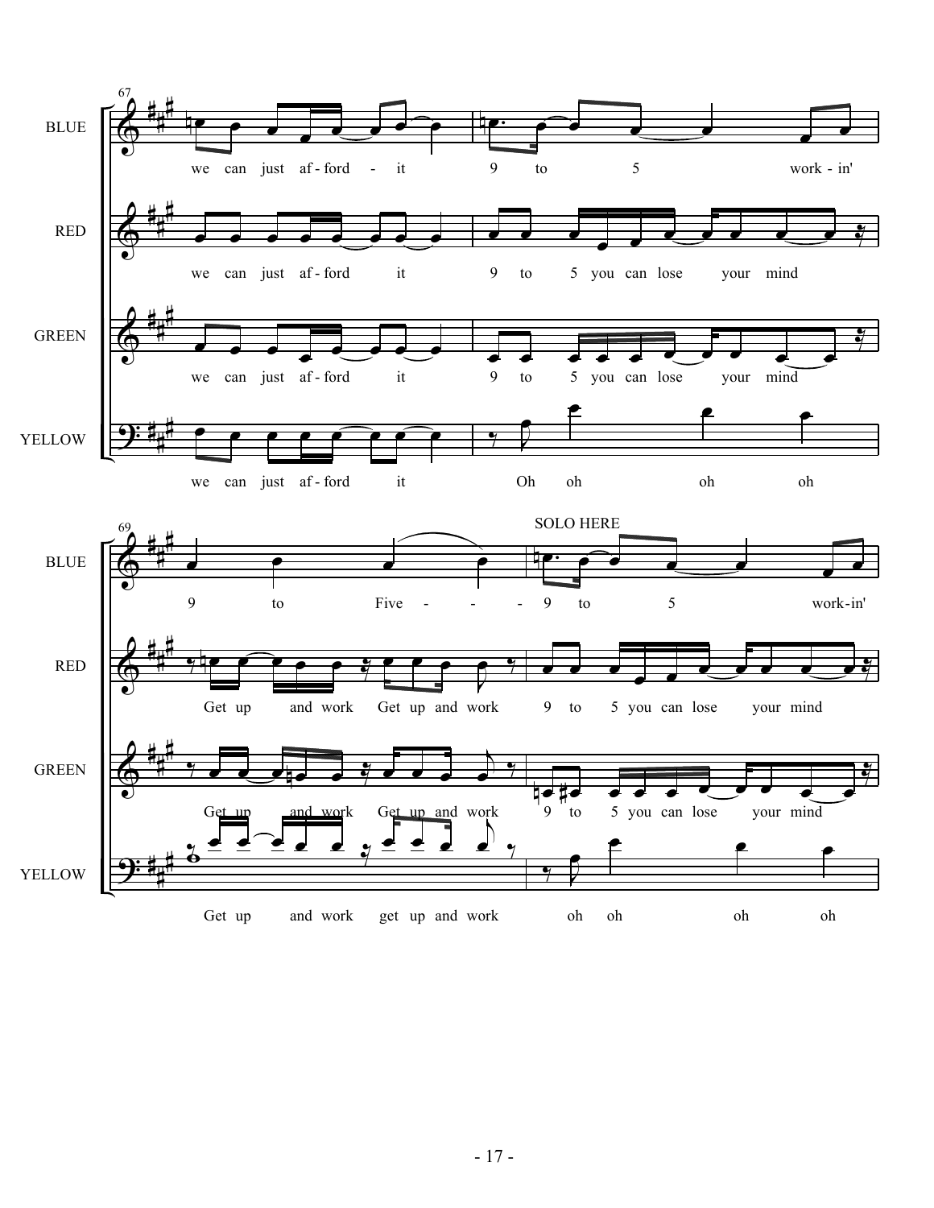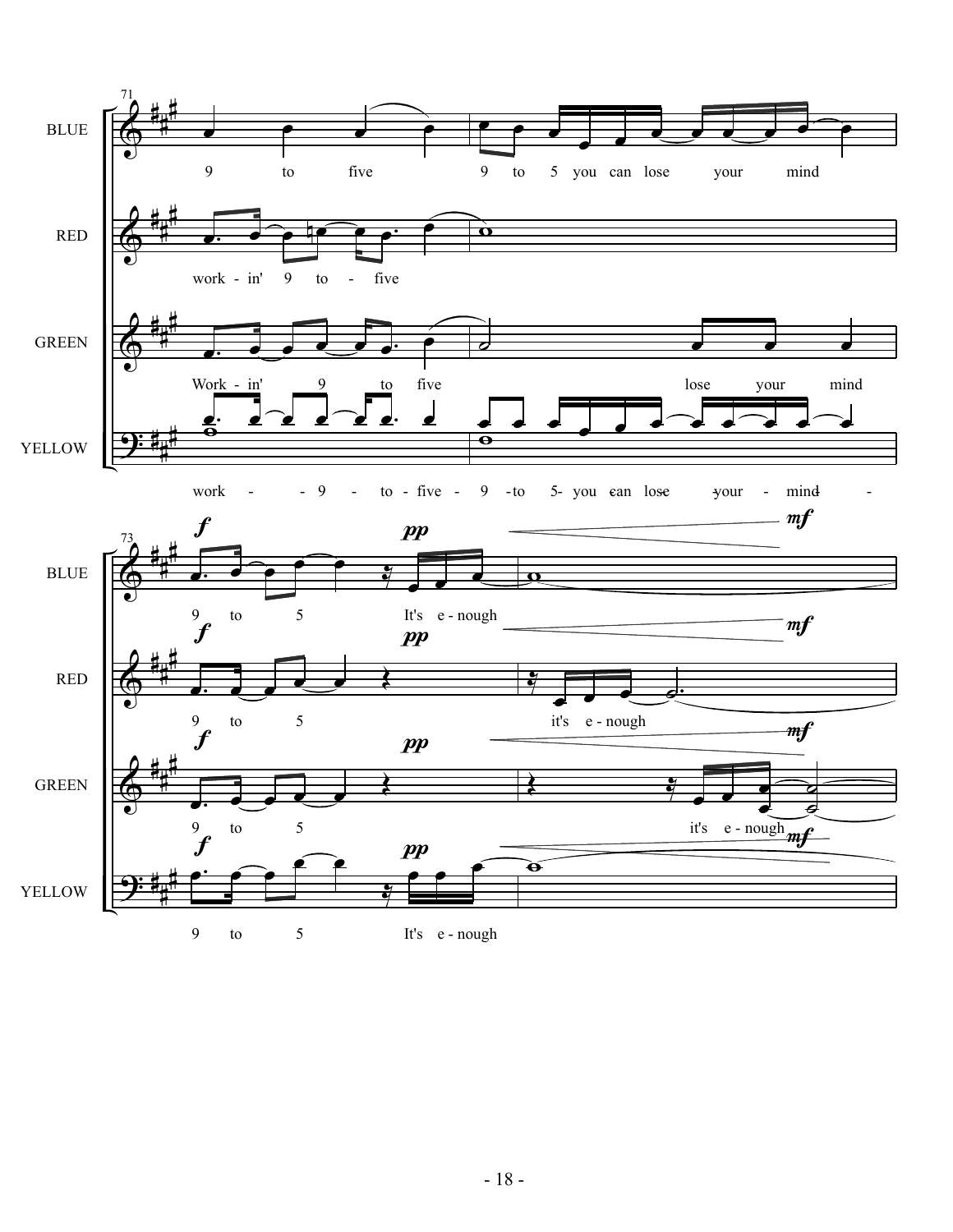

9 to 5 It's e - nough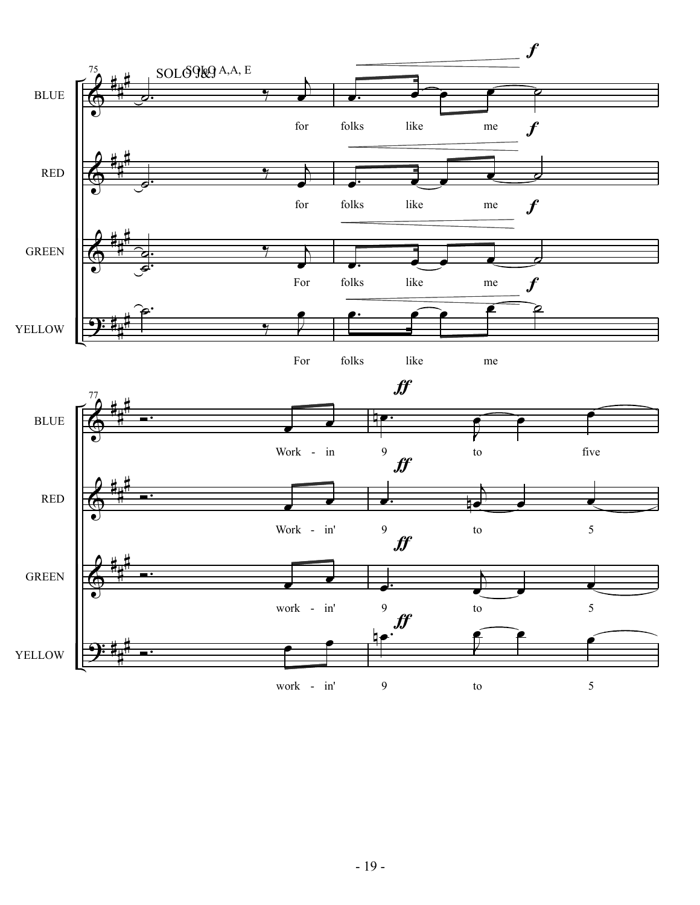